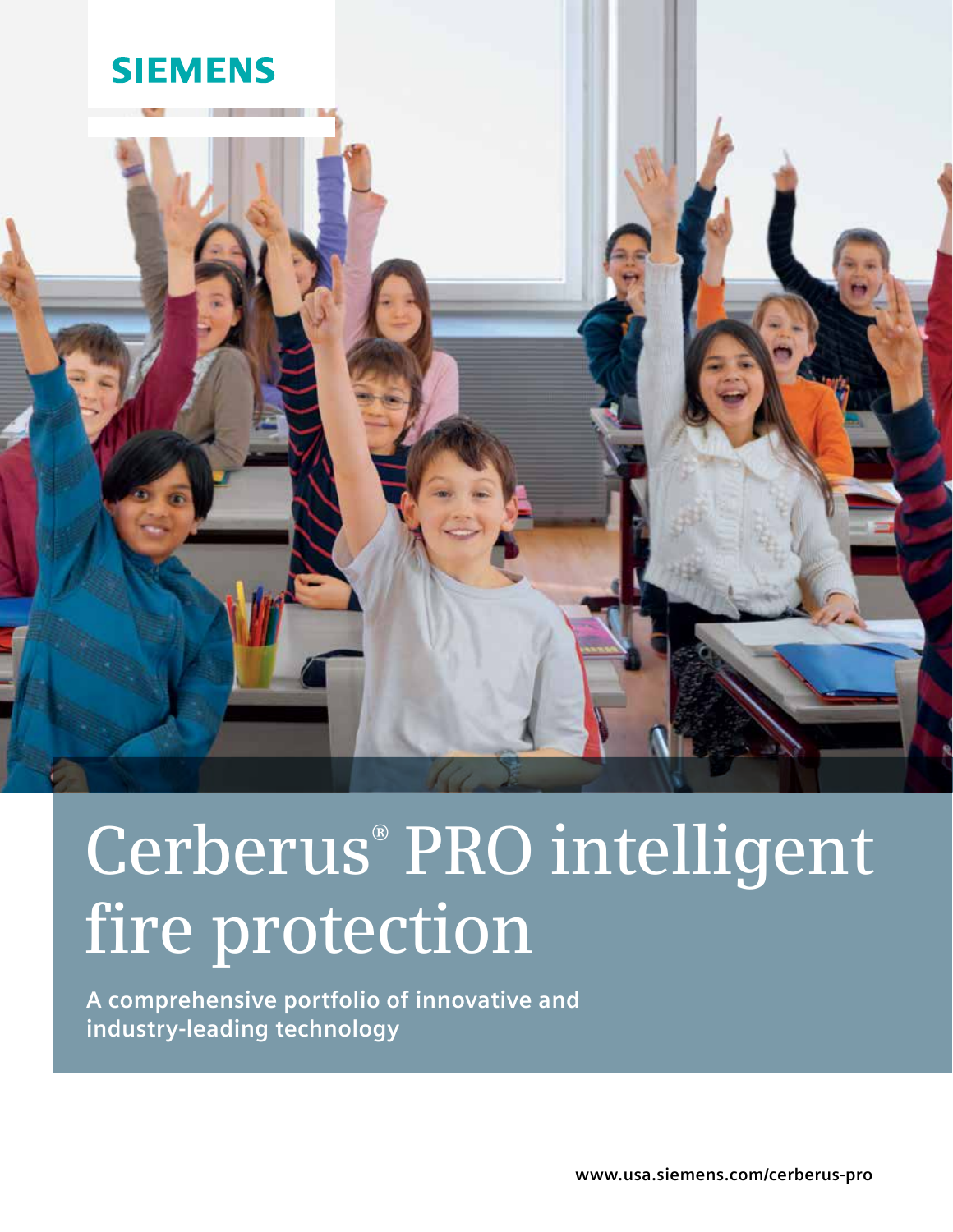SIEMENS

# Cerberus® PRO intelligent fire protection

**A comprehensive portfolio of innovative and industry-leading technology**

www.usa.siemens.com/cerberus-pro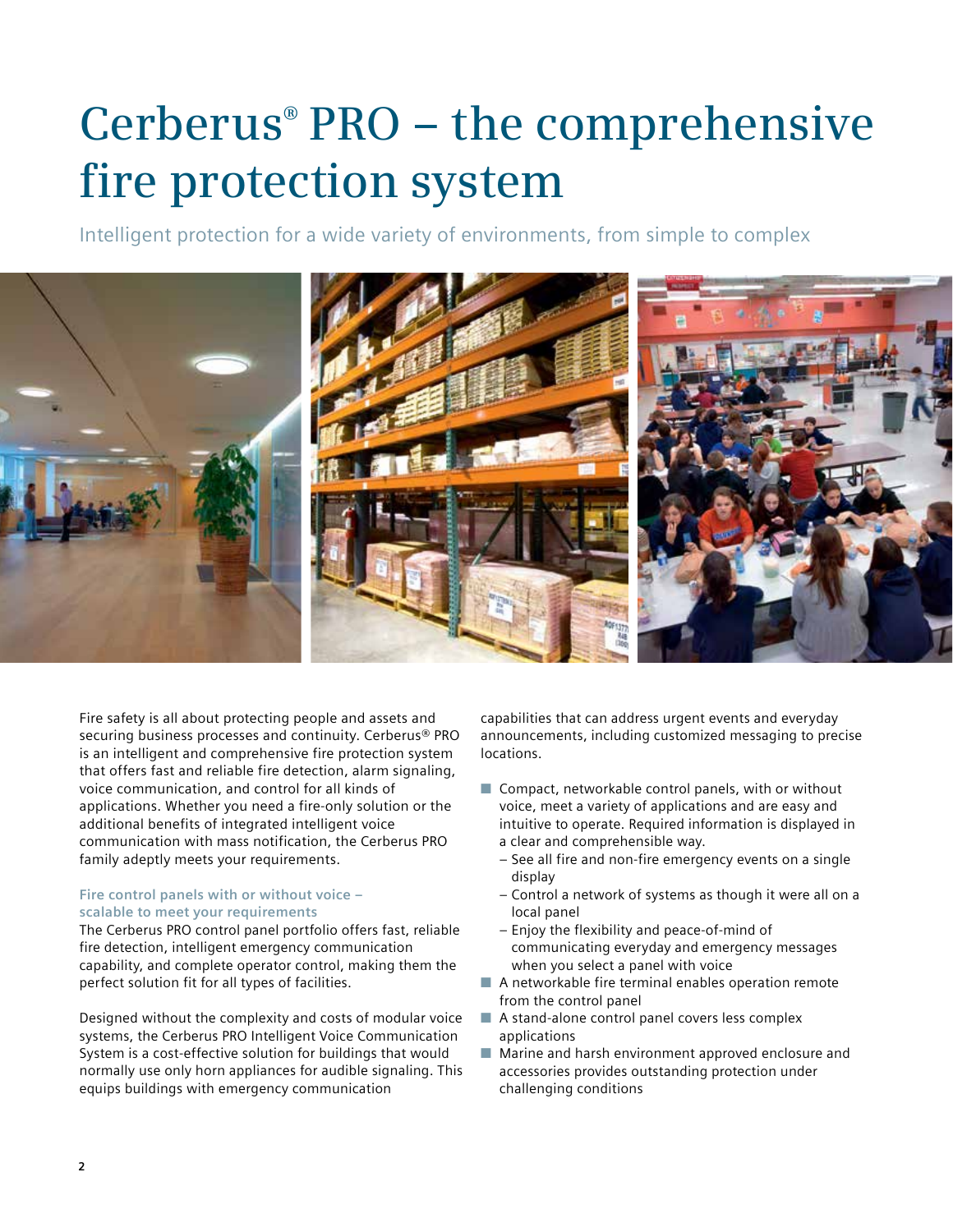# Cerberus® PRO – the comprehensive fire protection system

Intelligent protection for a wide variety of environments, from simple to complex

Fire safety is all about protecting people and assets and securing business processes and continuity. Cerberus® PRO is an intelligent and comprehensive fire protection system that offers fast and reliable fire detection, alarm signaling, voice communication, and control for all kinds of applications. Whether you need a fire-only solution or the additional benefits of integrated intelligent voice communication with mass notification, the Cerberus PRO family adeptly meets your requirements.

### Fire control panels with or without voice – scalable to meet your requirements

The Cerberus PRO control panel portfolio offers fast, reliable fire detection, intelligent emergency communication capability, and complete operator control, making them the perfect solution fit for all types of facilities.

Designed without the complexity and costs of modular voice systems, the Cerberus PRO Intelligent Voice Communication System is a cost-effective solution for buildings that would normally use only horn appliances for audible signaling. This equips buildings with emergency communication capabilities that can address urgent events and everyday announcements, including customized messaging to precise locations.

- Compact, networkable control panels, with or without voice, meet a variety of applications and are easy and intuitive to operate. Required information is displayed in a clear and comprehensible way.
  - See all fire and non-fire emergency events on a single display
  - Control a network of systems as though it were all on a local panel
  - Enjoy the flexibility and peace-of-mind of communicating everyday and emergency messages when you select a panel with voice
- A networkable fire terminal enables operation remote from the control panel
- A stand-alone control panel covers less complex applications
- Marine and harsh environment approved enclosure and accessories provides outstanding protection under challenging conditions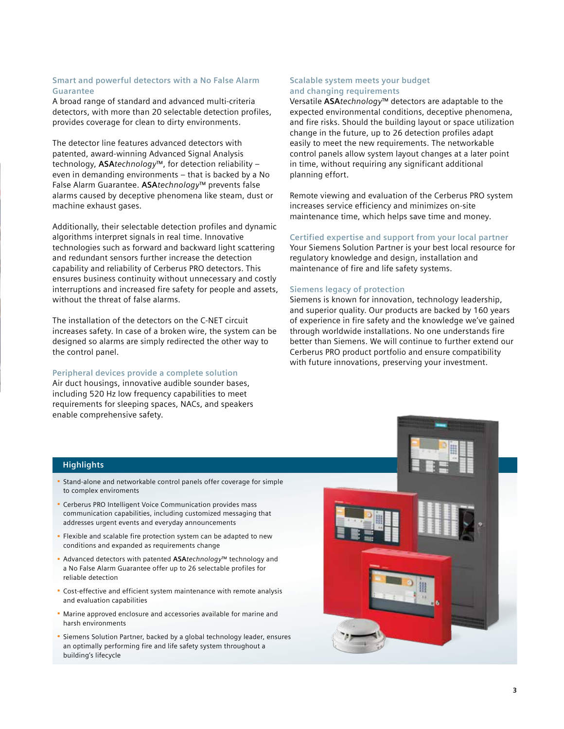### Smart and powerful detectors with a No False Alarm Guarantee

A broad range of standard and advanced multi-criteria detectors, with more than 20 selectable detection profiles, provides coverage for clean to dirty environments.

The detector line features advanced detectors with patented, award-winning Advanced Signal Analysis technology, **ASA***technology*™, for detection reliability – even in demanding environments – that is backed by a No False Alarm Guarantee. **ASA***technology*™ prevents false alarms caused by deceptive phenomena like steam, dust or machine exhaust gases.

Additionally, their selectable detection profiles and dynamic algorithms interpret signals in real time. Innovative technologies such as forward and backward light scattering and redundant sensors further increase the detection capability and reliability of Cerberus PRO detectors. This ensures business continuity without unnecessary and costly interruptions and increased fire safety for people and assets, without the threat of false alarms.

The installation of the detectors on the C-NET circuit increases safety. In case of a broken wire, the system can be designed so alarms are simply redirected the other way to the control panel.

### Peripheral devices provide a complete solution

Air duct housings, innovative audible sounder bases, including 520 Hz low frequency capabilities to meet requirements for sleeping spaces, NACs, and speakers enable comprehensive safety.

### Scalable system meets your budget and changing requirements

Versatile **ASA***technology*™ detectors are adaptable to the expected environmental conditions, deceptive phenomena, and fire risks. Should the building layout or space utilization change in the future, up to 26 detection profiles adapt easily to meet the new requirements. The networkable control panels allow system layout changes at a later point in time, without requiring any significant additional planning effort.

Remote viewing and evaluation of the Cerberus PRO system increases service efficiency and minimizes on-site maintenance time, which helps save time and money.

### Certified expertise and support from your local partner

Your Siemens Solution Partner is your best local resource for regulatory knowledge and design, installation and maintenance of fire and life safety systems.

### Siemens legacy of protection

Siemens is known for innovation, technology leadership, and superior quality. Our products are backed by 160 years of experience in fire safety and the knowledge we've gained through worldwide installations. No one understands fire better than Siemens. We will continue to further extend our Cerberus PRO product portfolio and ensure compatibility with future innovations, preserving your investment.

## Highlights

- Stand-alone and networkable control panels offer coverage for simple to complex enviroments
- Cerberus PRO Intelligent Voice Communication provides mass communication capabilities, including customized messaging that addresses urgent events and everyday announcements
- Flexible and scalable fire protection system can be adapted to new conditions and expanded as requirements change
- Advanced detectors with patented **ASA***technology*™ technology and a No False Alarm Guarantee offer up to 26 selectable profiles for reliable detection
- Cost-effective and efficient system maintenance with remote analysis and evaluation capabilities
- Marine approved enclosure and accessories available for marine and harsh environments
- Siemens Solution Partner, backed by a global technology leader, ensures an optimally performing fire and life safety system throughout a building's lifecycle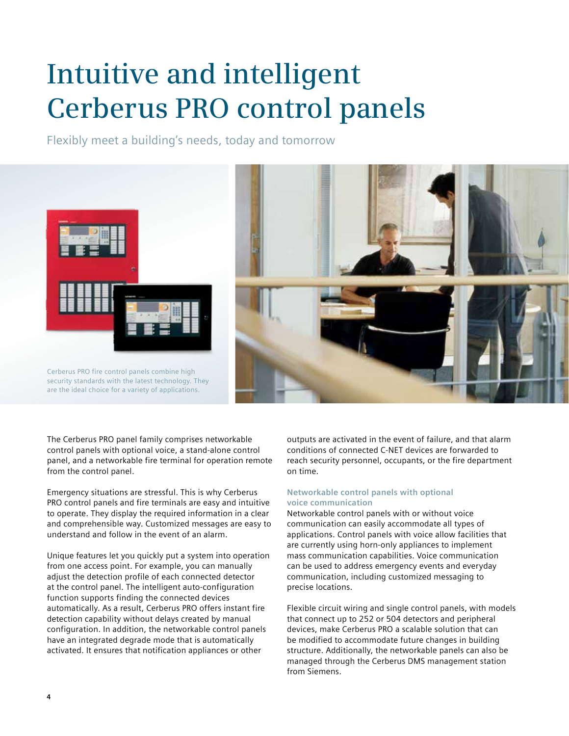# Intuitive and intelligent Cerberus PRO control panels

Flexibly meet a building's needs, today and tomorrow

Cerberus PRO fire control panels combine high security standards with the latest technology. They are the ideal choice for a variety of applications.

The Cerberus PRO panel family comprises networkable control panels with optional voice, a stand-alone control panel, and a networkable fire terminal for operation remote from the control panel.

Emergency situations are stressful. This is why Cerberus PRO control panels and fire terminals are easy and intuitive to operate. They display the required information in a clear and comprehensible way. Customized messages are easy to understand and follow in the event of an alarm.

Unique features let you quickly put a system into operation from one access point. For example, you can manually adjust the detection profile of each connected detector at the control panel. The intelligent auto-configuration function supports finding the connected devices automatically. As a result, Cerberus PRO offers instant fire detection capability without delays created by manual configuration. In addition, the networkable control panels have an integrated degrade mode that is automatically activated. It ensures that notification appliances or other outputs are activated in the event of failure, and that alarm conditions of connected C-NET devices are forwarded to reach security personnel, occupants, or the fire department on time.

### Networkable control panels with optional voice communication

Networkable control panels with or without voice communication can easily accommodate all types of applications. Control panels with voice allow facilities that are currently using horn-only appliances to implement mass communication capabilities. Voice communication can be used to address emergency events and everyday communication, including customized messaging to precise locations.

Flexible circuit wiring and single control panels, with models that connect up to 252 or 504 detectors and peripheral devices, make Cerberus PRO a scalable solution that can be modified to accommodate future changes in building structure. Additionally, the networkable panels can also be managed through the Cerberus DMS management station from Siemens.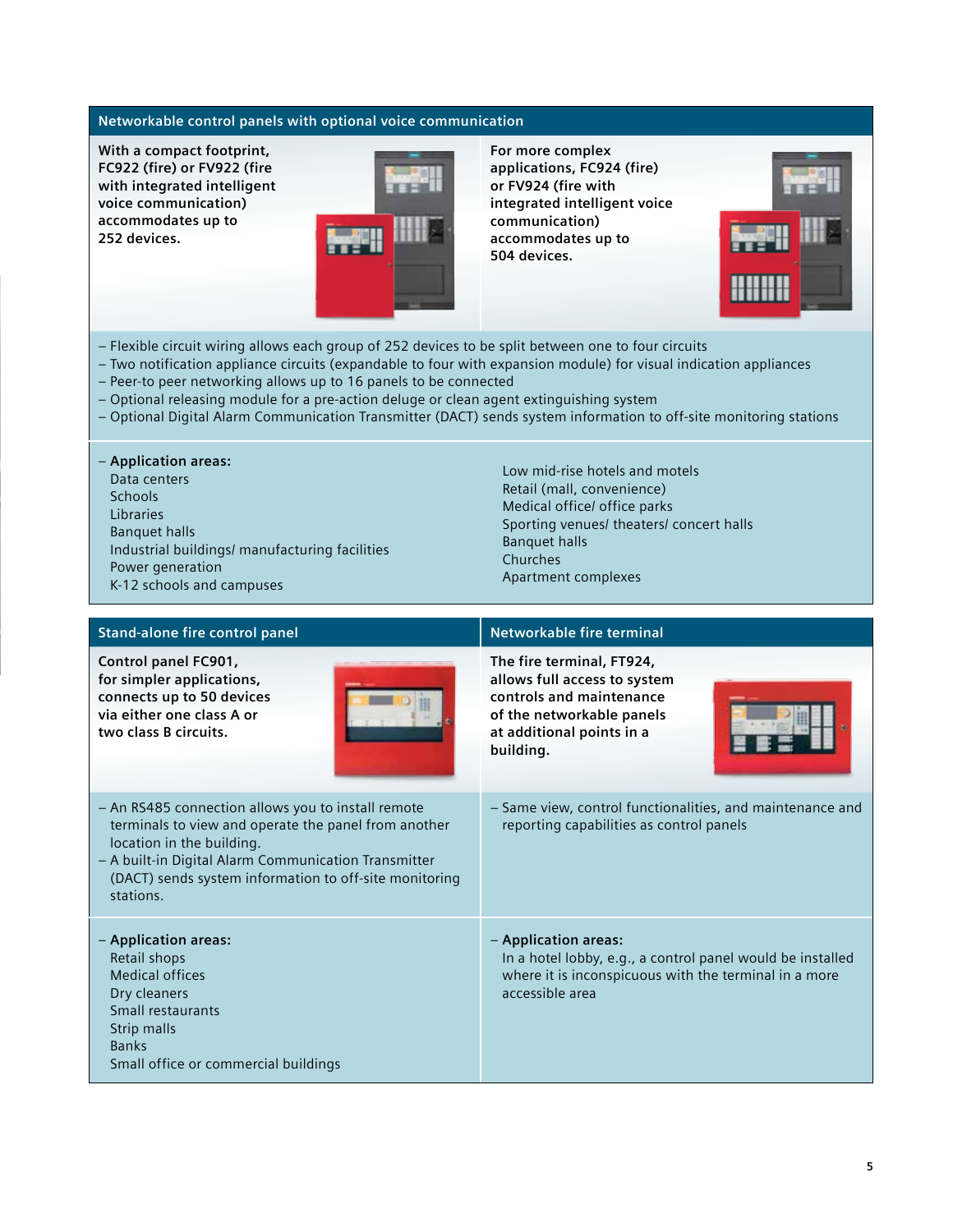## Networkable control panels with optional voice communication

**With a compact footprint, FC922 (fire) or FV922 (fire with integrated intelligent voice communication) accommodates up to 252 devices.**

**For more complex applications, FC924 (fire) or FV924 (fire with integrated intelligent voice communication) accommodates up to 504 devices.**

- Flexible circuit wiring allows each group of 252 devices to be split between one to four circuits
- Two notification appliance circuits (expandable to four with expansion module) for visual indication appliances
- Peer-to peer networking allows up to 16 panels to be connected
- Optional releasing module for a pre-action deluge or clean agent extinguishing system
- Optional Digital Alarm Communication Transmitter (DACT) sends system information to off-site monitoring stations

- **Application areas:**
  Data centers
  Schools
  Libraries
  Banquet halls
  Industrial buildings/ manufacturing facilities
  Power generation
  K-12 schools and campuses
  Low mid-rise hotels and motels
  Retail (mall, convenience)
  Medical office/ office parks
  Sporting venues/ theaters/ concert halls
  Banquet halls
  Churches
  Apartment complexes

## Stand-alone fire control panel

**Control panel FC901, for simpler applications, connects up to 50 devices via either one class A or two class B circuits.**

- An RS485 connection allows you to install remote terminals to view and operate the panel from another location in the building.
- A built-in Digital Alarm Communication Transmitter (DACT) sends system information to off-site monitoring stations.

- **Application areas:**
  Retail shops
  Medical offices
  Dry cleaners
  Small restaurants
  Strip malls
  Banks
  Small office or commercial buildings

## Networkable fire terminal

**The fire terminal, FT924, allows full access to system controls and maintenance of the networkable panels at additional points in a building.**

- Same view, control functionalities, and maintenance and reporting capabilities as control panels

- **Application areas:**
  In a hotel lobby, e.g., a control panel would be installed where it is inconspicuous with the terminal in a more accessible area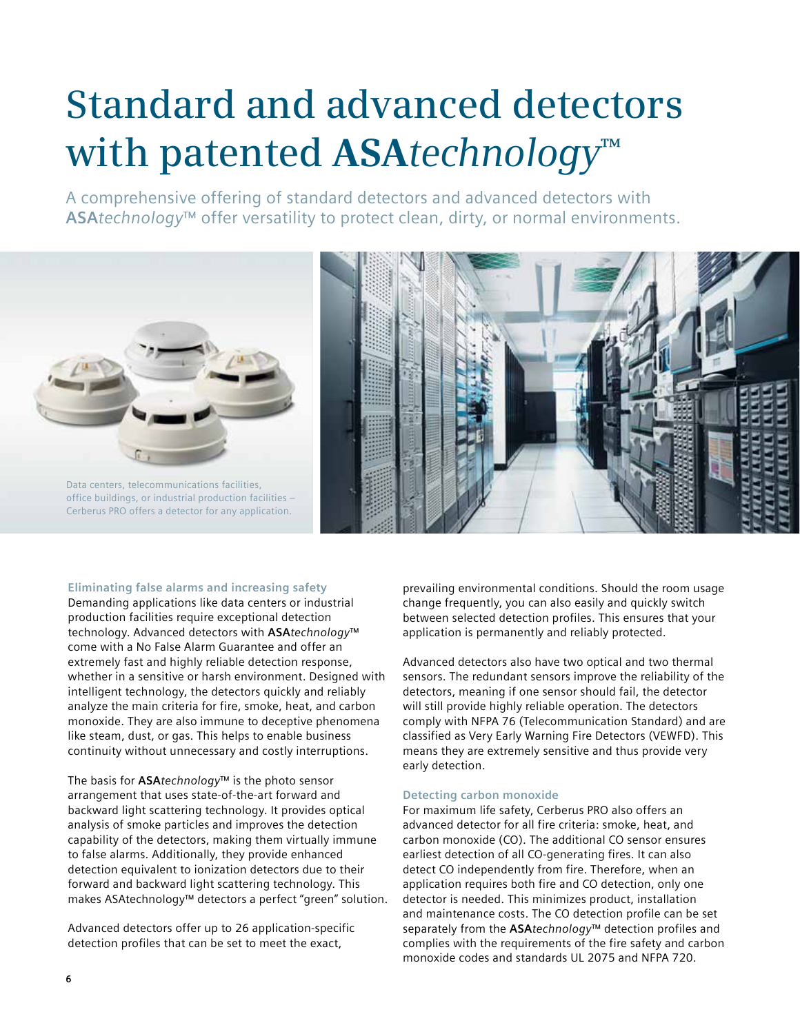# Standard and advanced detectors with patented **ASA***technology*™

A comprehensive offering of standard detectors and advanced detectors with **ASA***technology*™ offer versatility to protect clean, dirty, or normal environments.

Data centers, telecommunications facilities, office buildings, or industrial production facilities – Cerberus PRO offers a detector for any application.

### Eliminating false alarms and increasing safety

Demanding applications like data centers or industrial production facilities require exceptional detection technology. Advanced detectors with **ASA***technology*™ come with a No False Alarm Guarantee and offer an extremely fast and highly reliable detection response, whether in a sensitive or harsh environment. Designed with intelligent technology, the detectors quickly and reliably analyze the main criteria for fire, smoke, heat, and carbon monoxide. They are also immune to deceptive phenomena like steam, dust, or gas. This helps to enable business continuity without unnecessary and costly interruptions.

The basis for **ASA***technology*™ is the photo sensor arrangement that uses state-of-the-art forward and backward light scattering technology. It provides optical analysis of smoke particles and improves the detection capability of the detectors, making them virtually immune to false alarms. Additionally, they provide enhanced detection equivalent to ionization detectors due to their forward and backward light scattering technology. This makes ASAtechnology™ detectors a perfect "green" solution.

Advanced detectors offer up to 26 application-specific detection profiles that can be set to meet the exact, prevailing environmental conditions. Should the room usage change frequently, you can also easily and quickly switch between selected detection profiles. This ensures that your application is permanently and reliably protected.

Advanced detectors also have two optical and two thermal sensors. The redundant sensors improve the reliability of the detectors, meaning if one sensor should fail, the detector will still provide highly reliable operation. The detectors comply with NFPA 76 (Telecommunication Standard) and are classified as Very Early Warning Fire Detectors (VEWFD). This means they are extremely sensitive and thus provide very early detection.

### Detecting carbon monoxide

For maximum life safety, Cerberus PRO also offers an advanced detector for all fire criteria: smoke, heat, and carbon monoxide (CO). The additional CO sensor ensures earliest detection of all CO-generating fires. It can also detect CO independently from fire. Therefore, when an application requires both fire and CO detection, only one detector is needed. This minimizes product, installation and maintenance costs. The CO detection profile can be set separately from the **ASA***technology*™ detection profiles and complies with the requirements of the fire safety and carbon monoxide codes and standards UL 2075 and NFPA 720.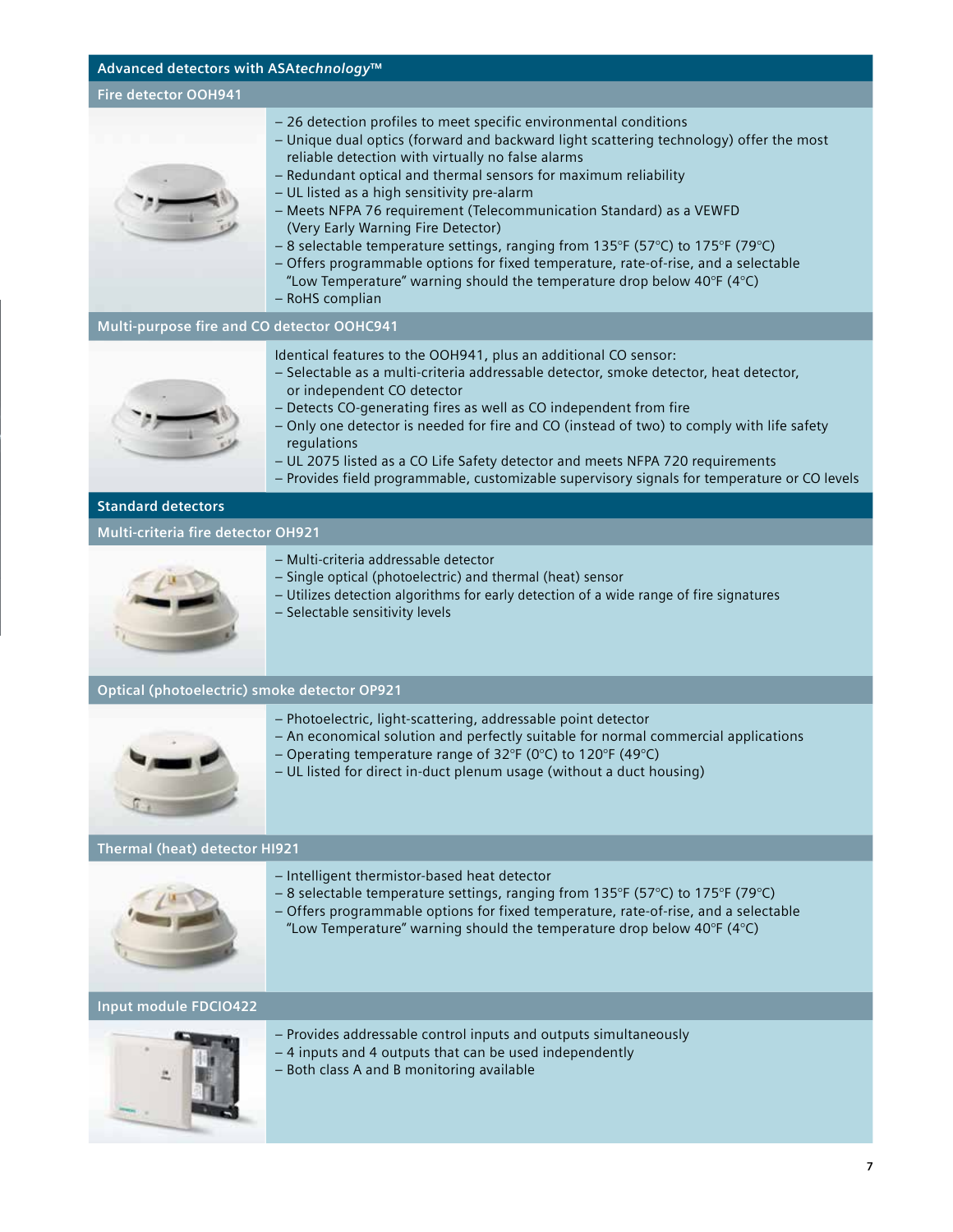## Advanced detectors with ASA*technology*™

### Fire detector OOH941

- 26 detection profiles to meet specific environmental conditions
- Unique dual optics (forward and backward light scattering technology) offer the most reliable detection with virtually no false alarms
- Redundant optical and thermal sensors for maximum reliability
- UL listed as a high sensitivity pre-alarm
- Meets NFPA 76 requirement (Telecommunication Standard) as a VEWFD (Very Early Warning Fire Detector)
- 8 selectable temperature settings, ranging from 135°F (57°C) to 175°F (79°C)
- Offers programmable options for fixed temperature, rate-of-rise, and a selectable "Low Temperature" warning should the temperature drop below 40°F (4°C)
- RoHS complian

### Multi-purpose fire and CO detector OOHC941

Identical features to the OOH941, plus an additional CO sensor:

- Selectable as a multi-criteria addressable detector, smoke detector, heat detector, or independent CO detector
- Detects CO-generating fires as well as CO independent from fire
- Only one detector is needed for fire and CO (instead of two) to comply with life safety regulations
- UL 2075 listed as a CO Life Safety detector and meets NFPA 720 requirements
- Provides field programmable, customizable supervisory signals for temperature or CO levels

## Standard detectors

### Multi-criteria fire detector OH921

- Multi-criteria addressable detector
- Single optical (photoelectric) and thermal (heat) sensor
- Utilizes detection algorithms for early detection of a wide range of fire signatures
- Selectable sensitivity levels

### Optical (photoelectric) smoke detector OP921

- Photoelectric, light-scattering, addressable point detector
- An economical solution and perfectly suitable for normal commercial applications
- Operating temperature range of 32°F (0°C) to 120°F (49°C)
- UL listed for direct in-duct plenum usage (without a duct housing)

### Thermal (heat) detector HI921

- Intelligent thermistor-based heat detector
- 8 selectable temperature settings, ranging from 135°F (57°C) to 175°F (79°C)
- Offers programmable options for fixed temperature, rate-of-rise, and a selectable "Low Temperature" warning should the temperature drop below 40°F (4°C)

### Input module FDCIO422

- Provides addressable control inputs and outputs simultaneously
- 4 inputs and 4 outputs that can be used independently
- Both class A and B monitoring available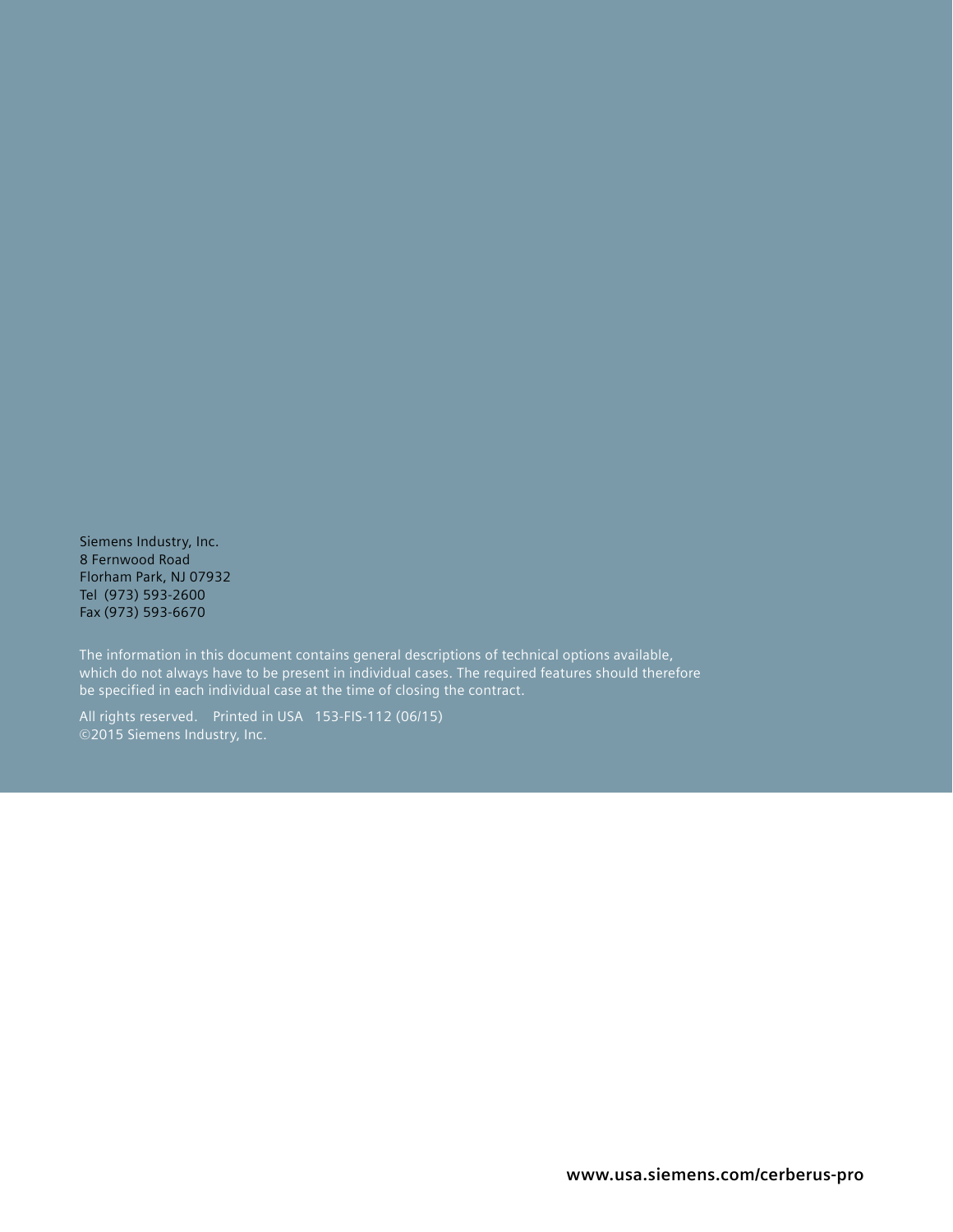Siemens Industry, Inc.
8 Fernwood Road
Florham Park, NJ 07932
Tel (973) 593-2600
Fax (973) 593-6670

The information in this document contains general descriptions of technical options available, which do not always have to be present in individual cases. The required features should therefore be specified in each individual case at the time of closing the contract.

All rights reserved. Printed in USA 153-FIS-112 (06/15)
©2015 Siemens Industry, Inc.

**www.usa.siemens.com/cerberus-pro**